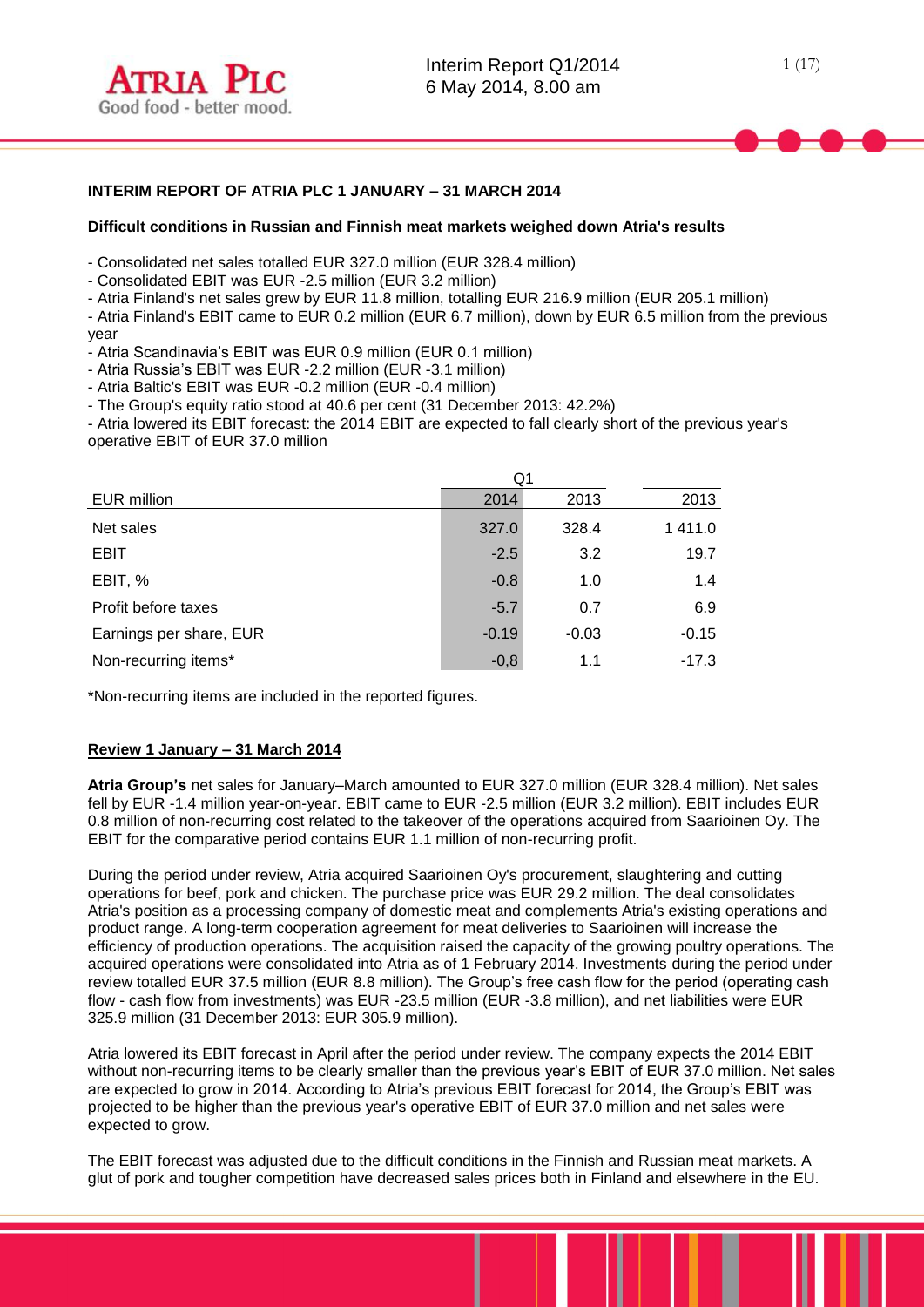## INTERIM REPORT OF ATRIA PLC 1 JANUARY – 31 MARCH 2014

**Difficult conditions in Russian and Finnish meat markets weighed down Atria's results**

- Consolidated net sales totalled EUR 327.0 million (EUR 328.4 million)
- Consolidated EBIT was EUR -2.5 million (EUR 3.2 million)
- Atria Finland's net sales grew by EUR 11.8 million, totalling EUR 216.9 million (EUR 205.1 million)
- Atria Finland's EBIT came to EUR 0.2 million (EUR 6.7 million), down by EUR 6.5 million from the previous year
- Atria Scandinavia's EBIT was EUR 0.9 million (EUR 0.1 million)
- Atria Russia's EBIT was EUR -2.2 million (EUR -3.1 million)
- Atria Baltic's EBIT was EUR -0.2 million (EUR -0.4 million)
- The Group's equity ratio stood at 40.6 per cent (31 December 2013: 42.2%)
- Atria lowered its EBIT forecast: the 2014 EBIT are expected to fall clearly short of the previous year's operative EBIT of EUR 37.0 million

| | Q1 | | |
|---|---|---|---|
| EUR million | 2014 | 2013 | 2013 |
| Net sales | 327.0 | 328.4 | 1 411.0 |
| EBIT | -2.5 | 3.2 | 19.7 |
| EBIT, % | -0.8 | 1.0 | 1.4 |
| Profit before taxes | -5.7 | 0.7 | 6.9 |
| Earnings per share, EUR | -0.19 | -0.03 | -0.15 |
| Non-recurring items* | -0,8 | 1.1 | -17.3 |

*Non-recurring items are included in the reported figures.

### Review 1 January – 31 March 2014

**Atria Group's** net sales for January–March amounted to EUR 327.0 million (EUR 328.4 million). Net sales fell by EUR -1.4 million year-on-year. EBIT came to EUR -2.5 million (EUR 3.2 million). EBIT includes EUR 0.8 million of non-recurring cost related to the takeover of the operations acquired from Saarioinen Oy. The EBIT for the comparative period contains EUR 1.1 million of non-recurring profit.

During the period under review, Atria acquired Saarioinen Oy's procurement, slaughtering and cutting operations for beef, pork and chicken. The purchase price was EUR 29.2 million. The deal consolidates Atria's position as a processing company of domestic meat and complements Atria's existing operations and product range. A long-term cooperation agreement for meat deliveries to Saarioinen will increase the efficiency of production operations. The acquisition raised the capacity of the growing poultry operations. The acquired operations were consolidated into Atria as of 1 February 2014. Investments during the period under review totalled EUR 37.5 million (EUR 8.8 million). The Group's free cash flow for the period (operating cash flow - cash flow from investments) was EUR -23.5 million (EUR -3.8 million), and net liabilities were EUR 325.9 million (31 December 2013: EUR 305.9 million).

Atria lowered its EBIT forecast in April after the period under review. The company expects the 2014 EBIT without non-recurring items to be clearly smaller than the previous year's EBIT of EUR 37.0 million. Net sales are expected to grow in 2014. According to Atria's previous EBIT forecast for 2014, the Group's EBIT was projected to be higher than the previous year's operative EBIT of EUR 37.0 million and net sales were expected to grow.

The EBIT forecast was adjusted due to the difficult conditions in the Finnish and Russian meat markets. A glut of pork and tougher competition have decreased sales prices both in Finland and elsewhere in the EU.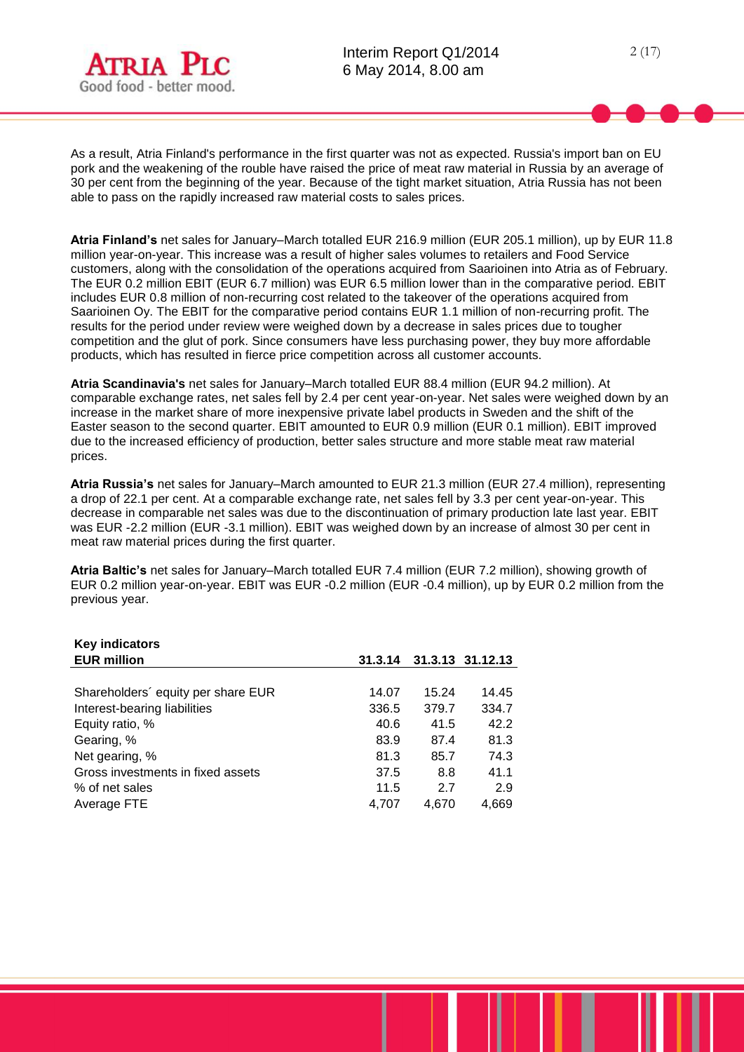As a result, Atria Finland's performance in the first quarter was not as expected. Russia's import ban on EU pork and the weakening of the rouble have raised the price of meat raw material in Russia by an average of 30 per cent from the beginning of the year. Because of the tight market situation, Atria Russia has not been able to pass on the rapidly increased raw material costs to sales prices.

**Atria Finland's** net sales for January–March totalled EUR 216.9 million (EUR 205.1 million), up by EUR 11.8 million year-on-year. This increase was a result of higher sales volumes to retailers and Food Service customers, along with the consolidation of the operations acquired from Saarioinen into Atria as of February. The EUR 0.2 million EBIT (EUR 6.7 million) was EUR 6.5 million lower than in the comparative period. EBIT includes EUR 0.8 million of non-recurring cost related to the takeover of the operations acquired from Saarioinen Oy. The EBIT for the comparative period contains EUR 1.1 million of non-recurring profit. The results for the period under review were weighed down by a decrease in sales prices due to tougher competition and the glut of pork. Since consumers have less purchasing power, they buy more affordable products, which has resulted in fierce price competition across all customer accounts.

**Atria Scandinavia's** net sales for January–March totalled EUR 88.4 million (EUR 94.2 million). At comparable exchange rates, net sales fell by 2.4 per cent year-on-year. Net sales were weighed down by an increase in the market share of more inexpensive private label products in Sweden and the shift of the Easter season to the second quarter. EBIT amounted to EUR 0.9 million (EUR 0.1 million). EBIT improved due to the increased efficiency of production, better sales structure and more stable meat raw material prices.

**Atria Russia's** net sales for January–March amounted to EUR 21.3 million (EUR 27.4 million), representing a drop of 22.1 per cent. At a comparable exchange rate, net sales fell by 3.3 per cent year-on-year. This decrease in comparable net sales was due to the discontinuation of primary production late last year. EBIT was EUR -2.2 million (EUR -3.1 million). EBIT was weighed down by an increase of almost 30 per cent in meat raw material prices during the first quarter.

**Atria Baltic's** net sales for January–March totalled EUR 7.4 million (EUR 7.2 million), showing growth of EUR 0.2 million year-on-year. EBIT was EUR -0.2 million (EUR -0.4 million), up by EUR 0.2 million from the previous year.

**Key indicators**

| EUR million | 31.3.14 | 31.3.13 | 31.12.13 |
|---|---|---|---|
| Shareholders´ equity per share EUR | 14.07 | 15.24 | 14.45 |
| Interest-bearing liabilities | 336.5 | 379.7 | 334.7 |
| Equity ratio, % | 40.6 | 41.5 | 42.2 |
| Gearing, % | 83.9 | 87.4 | 81.3 |
| Net gearing, % | 81.3 | 85.7 | 74.3 |
| Gross investments in fixed assets | 37.5 | 8.8 | 41.1 |
| % of net sales | 11.5 | 2.7 | 2.9 |
| Average FTE | 4,707 | 4,670 | 4,669 |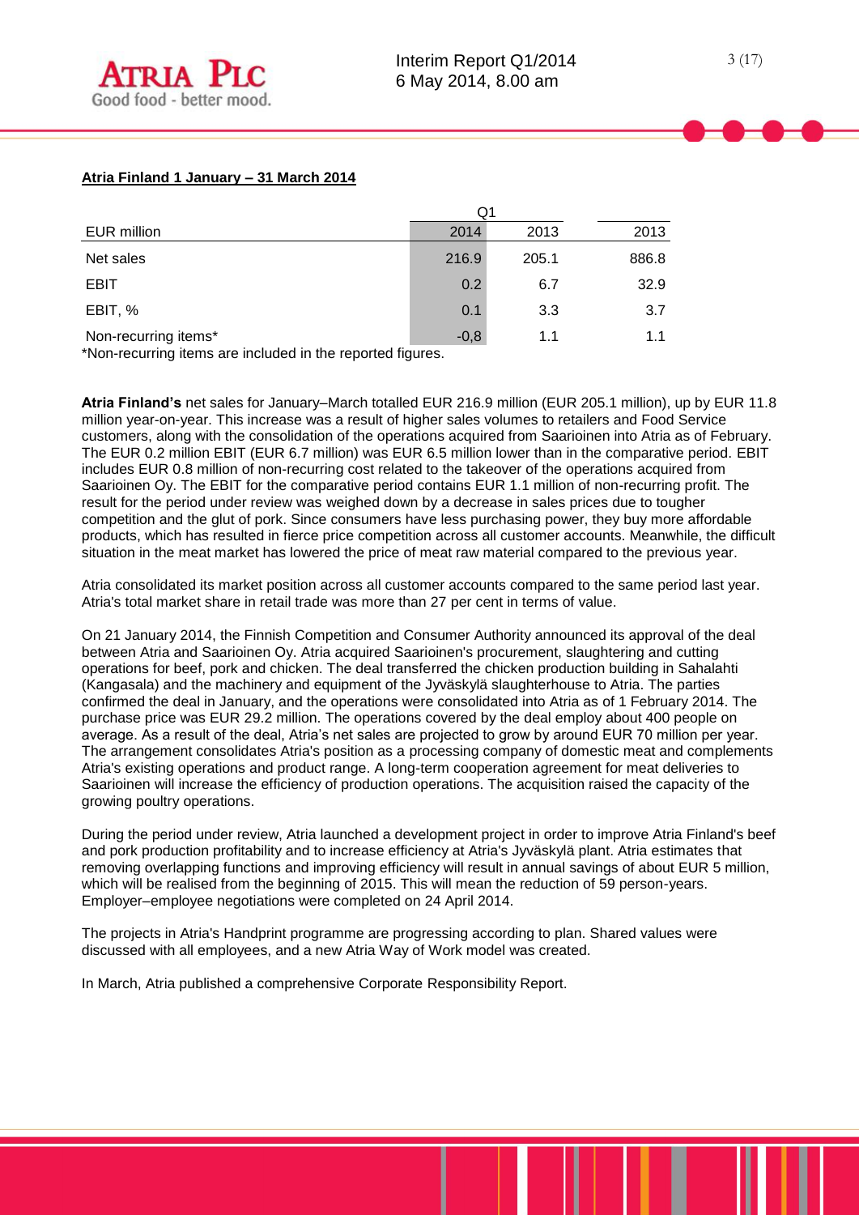**Atria Finland 1 January – 31 March 2014**

| | Q1 | | |
|---|---|---|---|
| EUR million | 2014 | 2013 | 2013 |
| Net sales | 216.9 | 205.1 | 886.8 |
| EBIT | 0.2 | 6.7 | 32.9 |
| EBIT, % | 0.1 | 3.3 | 3.7 |
| Non-recurring items* | -0,8 | 1.1 | 1.1 |

*Non-recurring items are included in the reported figures.

**Atria Finland's** net sales for January–March totalled EUR 216.9 million (EUR 205.1 million), up by EUR 11.8 million year-on-year. This increase was a result of higher sales volumes to retailers and Food Service customers, along with the consolidation of the operations acquired from Saarioinen into Atria as of February. The EUR 0.2 million EBIT (EUR 6.7 million) was EUR 6.5 million lower than in the comparative period. EBIT includes EUR 0.8 million of non-recurring cost related to the takeover of the operations acquired from Saarioinen Oy. The EBIT for the comparative period contains EUR 1.1 million of non-recurring profit. The result for the period under review was weighed down by a decrease in sales prices due to tougher competition and the glut of pork. Since consumers have less purchasing power, they buy more affordable products, which has resulted in fierce price competition across all customer accounts. Meanwhile, the difficult situation in the meat market has lowered the price of meat raw material compared to the previous year.

Atria consolidated its market position across all customer accounts compared to the same period last year. Atria's total market share in retail trade was more than 27 per cent in terms of value.

On 21 January 2014, the Finnish Competition and Consumer Authority announced its approval of the deal between Atria and Saarioinen Oy. Atria acquired Saarioinen's procurement, slaughtering and cutting operations for beef, pork and chicken. The deal transferred the chicken production building in Sahalahti (Kangasala) and the machinery and equipment of the Jyväskylä slaughterhouse to Atria. The parties confirmed the deal in January, and the operations were consolidated into Atria as of 1 February 2014. The purchase price was EUR 29.2 million. The operations covered by the deal employ about 400 people on average. As a result of the deal, Atria's net sales are projected to grow by around EUR 70 million per year. The arrangement consolidates Atria's position as a processing company of domestic meat and complements Atria's existing operations and product range. A long-term cooperation agreement for meat deliveries to Saarioinen will increase the efficiency of production operations. The acquisition raised the capacity of the growing poultry operations.

During the period under review, Atria launched a development project in order to improve Atria Finland's beef and pork production profitability and to increase efficiency at Atria's Jyväskylä plant. Atria estimates that removing overlapping functions and improving efficiency will result in annual savings of about EUR 5 million, which will be realised from the beginning of 2015. This will mean the reduction of 59 person-years. Employer–employee negotiations were completed on 24 April 2014.

The projects in Atria's Handprint programme are progressing according to plan. Shared values were discussed with all employees, and a new Atria Way of Work model was created.

In March, Atria published a comprehensive Corporate Responsibility Report.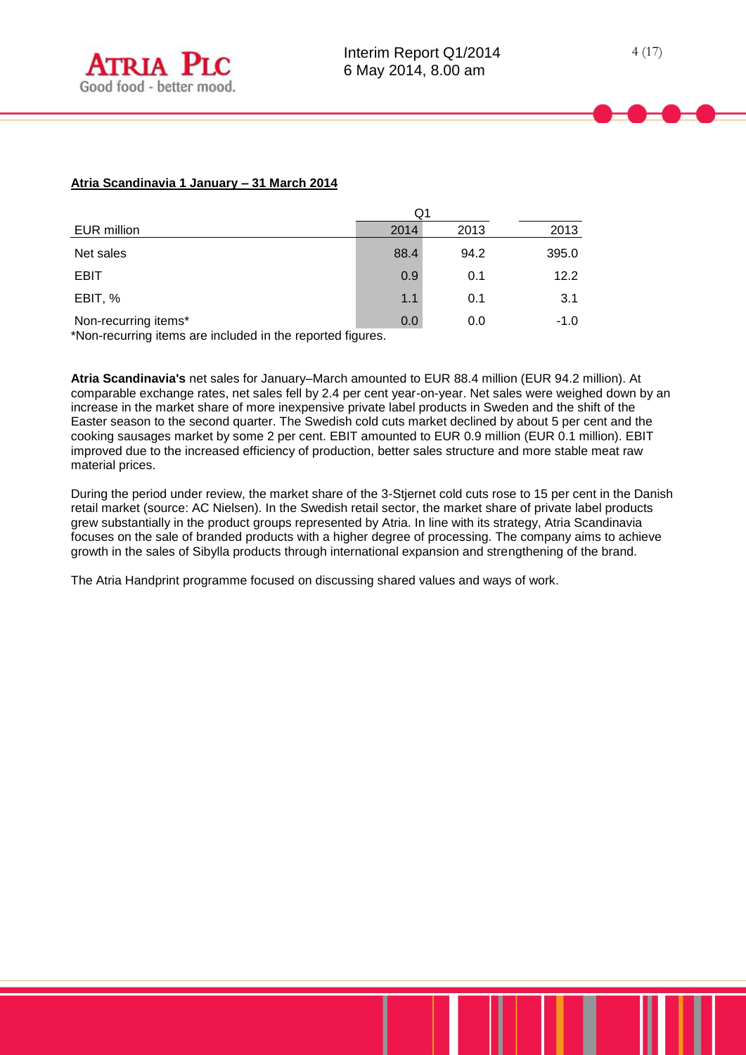**Atria Scandinavia 1 January – 31 March 2014**

| | Q1 | | |
|---|---|---|---|
| EUR million | 2014 | 2013 | 2013 |
| Net sales | 88.4 | 94.2 | 395.0 |
| EBIT | 0.9 | 0.1 | 12.2 |
| EBIT, % | 1.1 | 0.1 | 3.1 |
| Non-recurring items* | 0.0 | 0.0 | -1.0 |

*Non-recurring items are included in the reported figures.

**Atria Scandinavia's** net sales for January–March amounted to EUR 88.4 million (EUR 94.2 million). At comparable exchange rates, net sales fell by 2.4 per cent year-on-year. Net sales were weighed down by an increase in the market share of more inexpensive private label products in Sweden and the shift of the Easter season to the second quarter. The Swedish cold cuts market declined by about 5 per cent and the cooking sausages market by some 2 per cent. EBIT amounted to EUR 0.9 million (EUR 0.1 million). EBIT improved due to the increased efficiency of production, better sales structure and more stable meat raw material prices.

During the period under review, the market share of the 3-Stjernet cold cuts rose to 15 per cent in the Danish retail market (source: AC Nielsen). In the Swedish retail sector, the market share of private label products grew substantially in the product groups represented by Atria. In line with its strategy, Atria Scandinavia focuses on the sale of branded products with a higher degree of processing. The company aims to achieve growth in the sales of Sibylla products through international expansion and strengthening of the brand.

The Atria Handprint programme focused on discussing shared values and ways of work.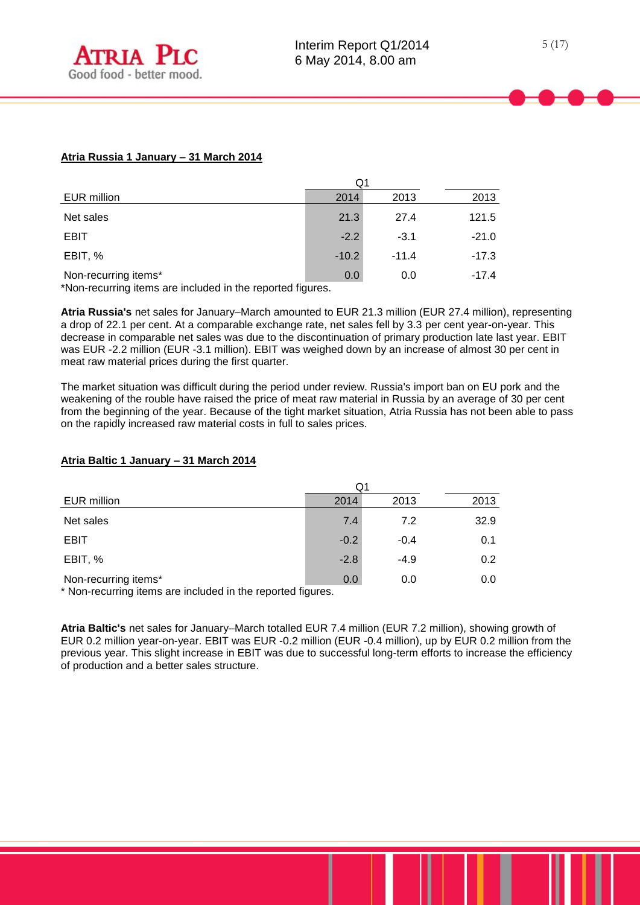**Atria Russia 1 January – 31 March 2014**

| EUR million | Q1 2014 | Q1 2013 | 2013 |
|---|---|---|---|
| Net sales | 21.3 | 27.4 | 121.5 |
| EBIT | -2.2 | -3.1 | -21.0 |
| EBIT, % | -10.2 | -11.4 | -17.3 |
| Non-recurring items* | 0.0 | 0.0 | -17.4 |

*Non-recurring items are included in the reported figures.

**Atria Russia's** net sales for January–March amounted to EUR 21.3 million (EUR 27.4 million), representing a drop of 22.1 per cent. At a comparable exchange rate, net sales fell by 3.3 per cent year-on-year. This decrease in comparable net sales was due to the discontinuation of primary production late last year. EBIT was EUR -2.2 million (EUR -3.1 million). EBIT was weighed down by an increase of almost 30 per cent in meat raw material prices during the first quarter.

The market situation was difficult during the period under review. Russia's import ban on EU pork and the weakening of the rouble have raised the price of meat raw material in Russia by an average of 30 per cent from the beginning of the year. Because of the tight market situation, Atria Russia has not been able to pass on the rapidly increased raw material costs in full to sales prices.

**Atria Baltic 1 January – 31 March 2014**

| EUR million | Q1 2014 | Q1 2013 | 2013 |
|---|---|---|---|
| Net sales | 7.4 | 7.2 | 32.9 |
| EBIT | -0.2 | -0.4 | 0.1 |
| EBIT, % | -2.8 | -4.9 | 0.2 |
| Non-recurring items* | 0.0 | 0.0 | 0.0 |

* Non-recurring items are included in the reported figures.

**Atria Baltic's** net sales for January–March totalled EUR 7.4 million (EUR 7.2 million), showing growth of EUR 0.2 million year-on-year. EBIT was EUR -0.2 million (EUR -0.4 million), up by EUR 0.2 million from the previous year. This slight increase in EBIT was due to successful long-term efforts to increase the efficiency of production and a better sales structure.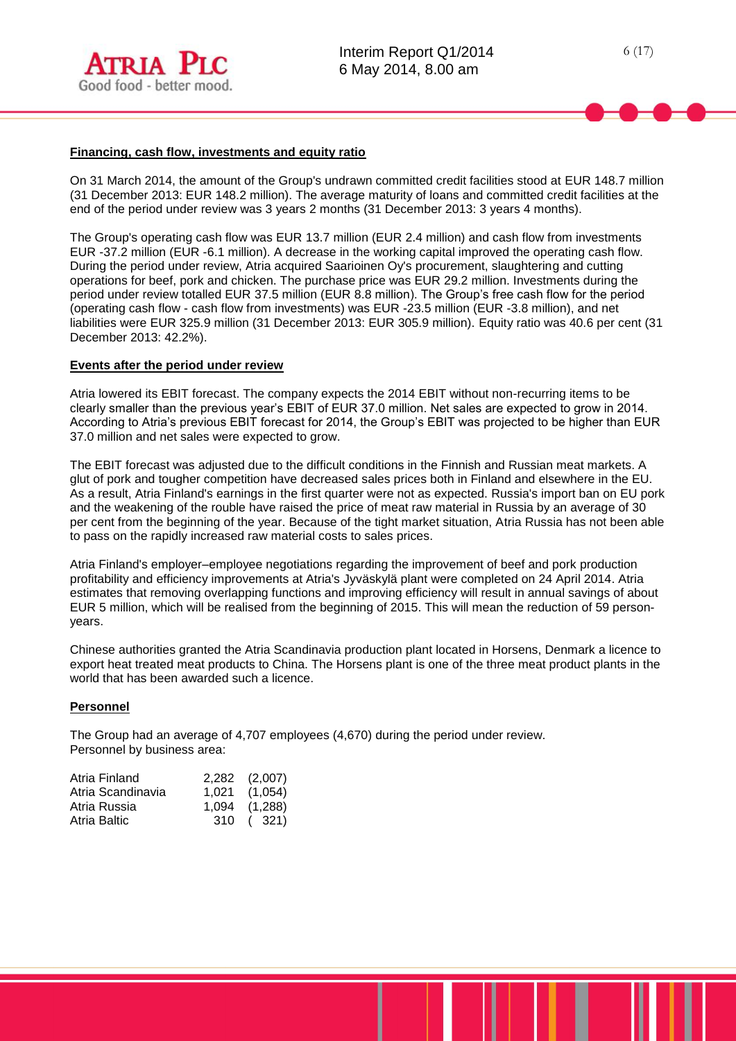## Financing, cash flow, investments and equity ratio

On 31 March 2014, the amount of the Group's undrawn committed credit facilities stood at EUR 148.7 million (31 December 2013: EUR 148.2 million). The average maturity of loans and committed credit facilities at the end of the period under review was 3 years 2 months (31 December 2013: 3 years 4 months).

The Group's operating cash flow was EUR 13.7 million (EUR 2.4 million) and cash flow from investments EUR -37.2 million (EUR -6.1 million). A decrease in the working capital improved the operating cash flow. During the period under review, Atria acquired Saarioinen Oy's procurement, slaughtering and cutting operations for beef, pork and chicken. The purchase price was EUR 29.2 million. Investments during the period under review totalled EUR 37.5 million (EUR 8.8 million). The Group's free cash flow for the period (operating cash flow - cash flow from investments) was EUR -23.5 million (EUR -3.8 million), and net liabilities were EUR 325.9 million (31 December 2013: EUR 305.9 million). Equity ratio was 40.6 per cent (31 December 2013: 42.2%).

## Events after the period under review

Atria lowered its EBIT forecast. The company expects the 2014 EBIT without non-recurring items to be clearly smaller than the previous year's EBIT of EUR 37.0 million. Net sales are expected to grow in 2014. According to Atria's previous EBIT forecast for 2014, the Group's EBIT was projected to be higher than EUR 37.0 million and net sales were expected to grow.

The EBIT forecast was adjusted due to the difficult conditions in the Finnish and Russian meat markets. A glut of pork and tougher competition have decreased sales prices both in Finland and elsewhere in the EU. As a result, Atria Finland's earnings in the first quarter were not as expected. Russia's import ban on EU pork and the weakening of the rouble have raised the price of meat raw material in Russia by an average of 30 per cent from the beginning of the year. Because of the tight market situation, Atria Russia has not been able to pass on the rapidly increased raw material costs to sales prices.

Atria Finland's employer–employee negotiations regarding the improvement of beef and pork production profitability and efficiency improvements at Atria's Jyväskylä plant were completed on 24 April 2014. Atria estimates that removing overlapping functions and improving efficiency will result in annual savings of about EUR 5 million, which will be realised from the beginning of 2015. This will mean the reduction of 59 person-years.

Chinese authorities granted the Atria Scandinavia production plant located in Horsens, Denmark a licence to export heat treated meat products to China. The Horsens plant is one of the three meat product plants in the world that has been awarded such a licence.

## Personnel

The Group had an average of 4,707 employees (4,670) during the period under review.
Personnel by business area:

| | | |
|---|---|---|
| Atria Finland | 2,282 | (2,007) |
| Atria Scandinavia | 1,021 | (1,054) |
| Atria Russia | 1,094 | (1,288) |
| Atria Baltic | 310 | ( 321) |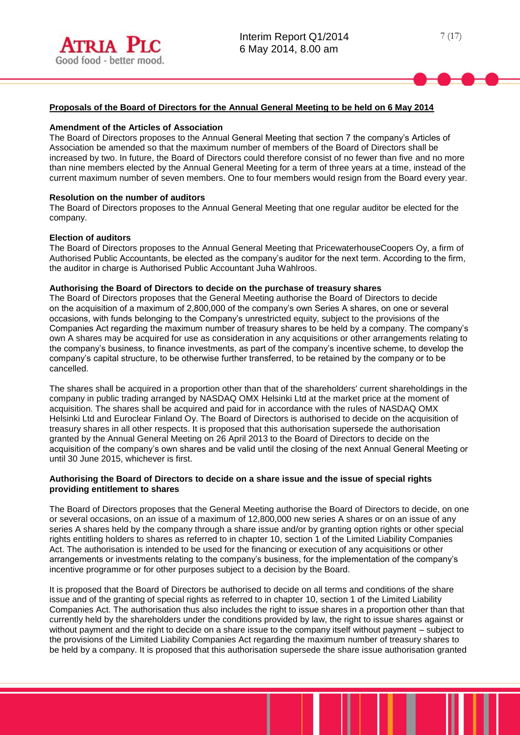**Proposals of the Board of Directors for the Annual General Meeting to be held on 6 May 2014**

**Amendment of the Articles of Association**
The Board of Directors proposes to the Annual General Meeting that section 7 the company's Articles of Association be amended so that the maximum number of members of the Board of Directors shall be increased by two. In future, the Board of Directors could therefore consist of no fewer than five and no more than nine members elected by the Annual General Meeting for a term of three years at a time, instead of the current maximum number of seven members. One to four members would resign from the Board every year.

**Resolution on the number of auditors**
The Board of Directors proposes to the Annual General Meeting that one regular auditor be elected for the company.

**Election of auditors**
The Board of Directors proposes to the Annual General Meeting that PricewaterhouseCoopers Oy, a firm of Authorised Public Accountants, be elected as the company's auditor for the next term. According to the firm, the auditor in charge is Authorised Public Accountant Juha Wahlroos.

**Authorising the Board of Directors to decide on the purchase of treasury shares**
The Board of Directors proposes that the General Meeting authorise the Board of Directors to decide on the acquisition of a maximum of 2,800,000 of the company's own Series A shares, on one or several occasions, with funds belonging to the Company's unrestricted equity, subject to the provisions of the Companies Act regarding the maximum number of treasury shares to be held by a company. The company's own A shares may be acquired for use as consideration in any acquisitions or other arrangements relating to the company's business, to finance investments, as part of the company's incentive scheme, to develop the company's capital structure, to be otherwise further transferred, to be retained by the company or to be cancelled.

The shares shall be acquired in a proportion other than that of the shareholders' current shareholdings in the company in public trading arranged by NASDAQ OMX Helsinki Ltd at the market price at the moment of acquisition. The shares shall be acquired and paid for in accordance with the rules of NASDAQ OMX Helsinki Ltd and Euroclear Finland Oy. The Board of Directors is authorised to decide on the acquisition of treasury shares in all other respects. It is proposed that this authorisation supersede the authorisation granted by the Annual General Meeting on 26 April 2013 to the Board of Directors to decide on the acquisition of the company's own shares and be valid until the closing of the next Annual General Meeting or until 30 June 2015, whichever is first.

**Authorising the Board of Directors to decide on a share issue and the issue of special rights providing entitlement to shares**

The Board of Directors proposes that the General Meeting authorise the Board of Directors to decide, on one or several occasions, on an issue of a maximum of 12,800,000 new series A shares or on an issue of any series A shares held by the company through a share issue and/or by granting option rights or other special rights entitling holders to shares as referred to in chapter 10, section 1 of the Limited Liability Companies Act. The authorisation is intended to be used for the financing or execution of any acquisitions or other arrangements or investments relating to the company's business, for the implementation of the company's incentive programme or for other purposes subject to a decision by the Board.

It is proposed that the Board of Directors be authorised to decide on all terms and conditions of the share issue and of the granting of special rights as referred to in chapter 10, section 1 of the Limited Liability Companies Act. The authorisation thus also includes the right to issue shares in a proportion other than that currently held by the shareholders under the conditions provided by law, the right to issue shares against or without payment and the right to decide on a share issue to the company itself without payment – subject to the provisions of the Limited Liability Companies Act regarding the maximum number of treasury shares to be held by a company. It is proposed that this authorisation supersede the share issue authorisation granted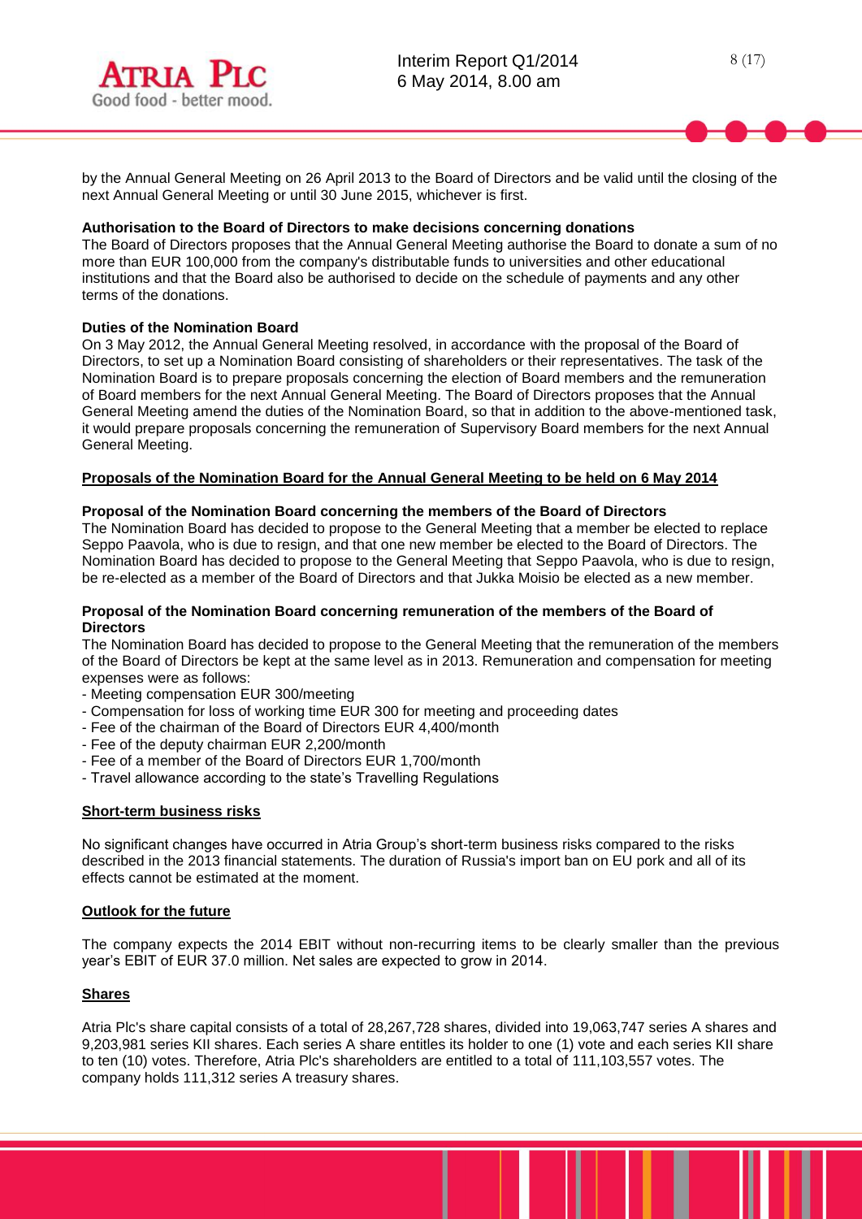by the Annual General Meeting on 26 April 2013 to the Board of Directors and be valid until the closing of the next Annual General Meeting or until 30 June 2015, whichever is first.

**Authorisation to the Board of Directors to make decisions concerning donations**

The Board of Directors proposes that the Annual General Meeting authorise the Board to donate a sum of no more than EUR 100,000 from the company's distributable funds to universities and other educational institutions and that the Board also be authorised to decide on the schedule of payments and any other terms of the donations.

**Duties of the Nomination Board**

On 3 May 2012, the Annual General Meeting resolved, in accordance with the proposal of the Board of Directors, to set up a Nomination Board consisting of shareholders or their representatives. The task of the Nomination Board is to prepare proposals concerning the election of Board members and the remuneration of Board members for the next Annual General Meeting. The Board of Directors proposes that the Annual General Meeting amend the duties of the Nomination Board, so that in addition to the above-mentioned task, it would prepare proposals concerning the remuneration of Supervisory Board members for the next Annual General Meeting.

## Proposals of the Nomination Board for the Annual General Meeting to be held on 6 May 2014

**Proposal of the Nomination Board concerning the members of the Board of Directors**

The Nomination Board has decided to propose to the General Meeting that a member be elected to replace Seppo Paavola, who is due to resign, and that one new member be elected to the Board of Directors. The Nomination Board has decided to propose to the General Meeting that Seppo Paavola, who is due to resign, be re-elected as a member of the Board of Directors and that Jukka Moisio be elected as a new member.

**Proposal of the Nomination Board concerning remuneration of the members of the Board of Directors**

The Nomination Board has decided to propose to the General Meeting that the remuneration of the members of the Board of Directors be kept at the same level as in 2013. Remuneration and compensation for meeting expenses were as follows:

- Meeting compensation EUR 300/meeting
- Compensation for loss of working time EUR 300 for meeting and proceeding dates
- Fee of the chairman of the Board of Directors EUR 4,400/month
- Fee of the deputy chairman EUR 2,200/month
- Fee of a member of the Board of Directors EUR 1,700/month
- Travel allowance according to the state's Travelling Regulations

## Short-term business risks

No significant changes have occurred in Atria Group's short-term business risks compared to the risks described in the 2013 financial statements. The duration of Russia's import ban on EU pork and all of its effects cannot be estimated at the moment.

## Outlook for the future

The company expects the 2014 EBIT without non-recurring items to be clearly smaller than the previous year's EBIT of EUR 37.0 million. Net sales are expected to grow in 2014.

## Shares

Atria Plc's share capital consists of a total of 28,267,728 shares, divided into 19,063,747 series A shares and 9,203,981 series KII shares. Each series A share entitles its holder to one (1) vote and each series KII share to ten (10) votes. Therefore, Atria Plc's shareholders are entitled to a total of 111,103,557 votes. The company holds 111,312 series A treasury shares.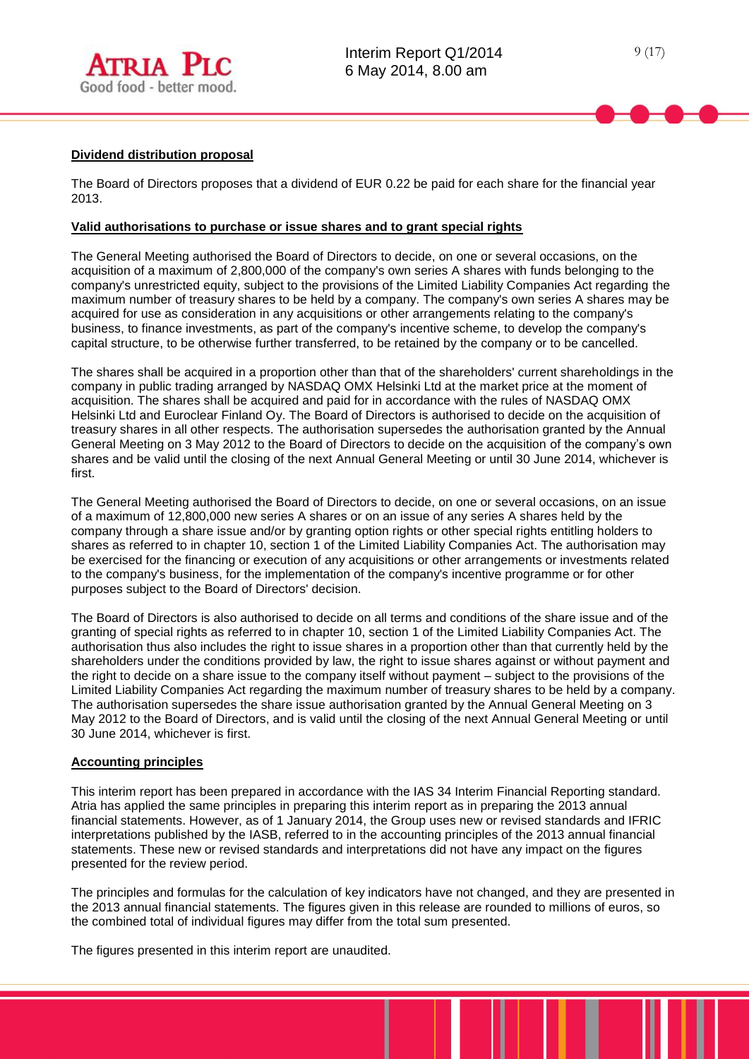**Dividend distribution proposal**

The Board of Directors proposes that a dividend of EUR 0.22 be paid for each share for the financial year 2013.

**Valid authorisations to purchase or issue shares and to grant special rights**

The General Meeting authorised the Board of Directors to decide, on one or several occasions, on the acquisition of a maximum of 2,800,000 of the company's own series A shares with funds belonging to the company's unrestricted equity, subject to the provisions of the Limited Liability Companies Act regarding the maximum number of treasury shares to be held by a company. The company's own series A shares may be acquired for use as consideration in any acquisitions or other arrangements relating to the company's business, to finance investments, as part of the company's incentive scheme, to develop the company's capital structure, to be otherwise further transferred, to be retained by the company or to be cancelled.

The shares shall be acquired in a proportion other than that of the shareholders' current shareholdings in the company in public trading arranged by NASDAQ OMX Helsinki Ltd at the market price at the moment of acquisition. The shares shall be acquired and paid for in accordance with the rules of NASDAQ OMX Helsinki Ltd and Euroclear Finland Oy. The Board of Directors is authorised to decide on the acquisition of treasury shares in all other respects. The authorisation supersedes the authorisation granted by the Annual General Meeting on 3 May 2012 to the Board of Directors to decide on the acquisition of the company's own shares and be valid until the closing of the next Annual General Meeting or until 30 June 2014, whichever is first.

The General Meeting authorised the Board of Directors to decide, on one or several occasions, on an issue of a maximum of 12,800,000 new series A shares or on an issue of any series A shares held by the company through a share issue and/or by granting option rights or other special rights entitling holders to shares as referred to in chapter 10, section 1 of the Limited Liability Companies Act. The authorisation may be exercised for the financing or execution of any acquisitions or other arrangements or investments related to the company's business, for the implementation of the company's incentive programme or for other purposes subject to the Board of Directors' decision.

The Board of Directors is also authorised to decide on all terms and conditions of the share issue and of the granting of special rights as referred to in chapter 10, section 1 of the Limited Liability Companies Act. The authorisation thus also includes the right to issue shares in a proportion other than that currently held by the shareholders under the conditions provided by law, the right to issue shares against or without payment and the right to decide on a share issue to the company itself without payment – subject to the provisions of the Limited Liability Companies Act regarding the maximum number of treasury shares to be held by a company. The authorisation supersedes the share issue authorisation granted by the Annual General Meeting on 3 May 2012 to the Board of Directors, and is valid until the closing of the next Annual General Meeting or until 30 June 2014, whichever is first.

**Accounting principles**

This interim report has been prepared in accordance with the IAS 34 Interim Financial Reporting standard. Atria has applied the same principles in preparing this interim report as in preparing the 2013 annual financial statements. However, as of 1 January 2014, the Group uses new or revised standards and IFRIC interpretations published by the IASB, referred to in the accounting principles of the 2013 annual financial statements. These new or revised standards and interpretations did not have any impact on the figures presented for the review period.

The principles and formulas for the calculation of key indicators have not changed, and they are presented in the 2013 annual financial statements. The figures given in this release are rounded to millions of euros, so the combined total of individual figures may differ from the total sum presented.

The figures presented in this interim report are unaudited.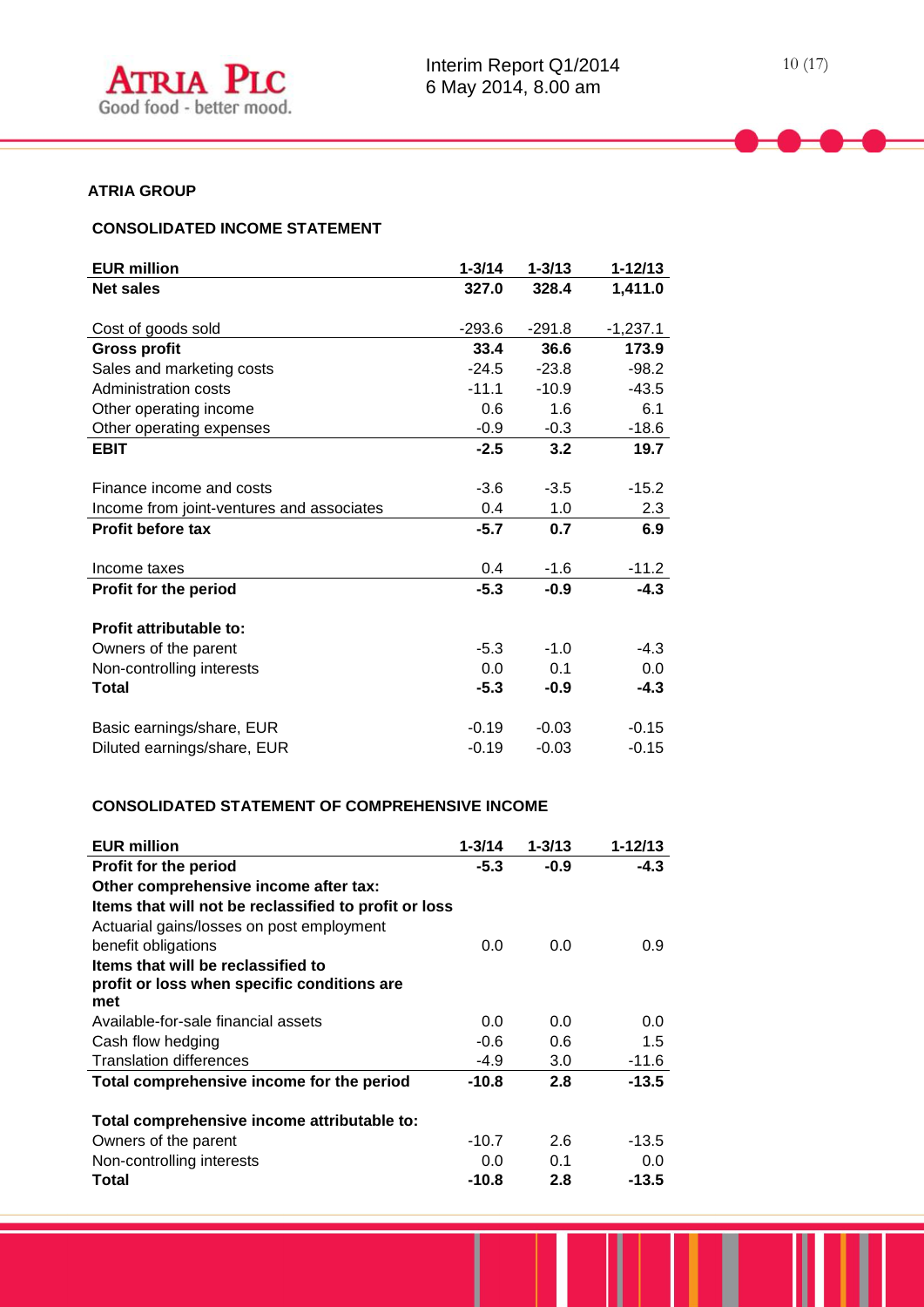## ATRIA GROUP

### CONSOLIDATED INCOME STATEMENT

| EUR million | 1-3/14 | 1-3/13 | 1-12/13 |
|---|---|---|---|
| **Net sales** | **327.0** | **328.4** | **1,411.0** |
| | | | |
| Cost of goods sold | -293.6 | -291.8 | -1,237.1 |
| **Gross profit** | **33.4** | **36.6** | **173.9** |
| Sales and marketing costs | -24.5 | -23.8 | -98.2 |
| Administration costs | -11.1 | -10.9 | -43.5 |
| Other operating income | 0.6 | 1.6 | 6.1 |
| Other operating expenses | -0.9 | -0.3 | -18.6 |
| **EBIT** | **-2.5** | **3.2** | **19.7** |
| | | | |
| Finance income and costs | -3.6 | -3.5 | -15.2 |
| Income from joint-ventures and associates | 0.4 | 1.0 | 2.3 |
| **Profit before tax** | **-5.7** | **0.7** | **6.9** |
| | | | |
| Income taxes | 0.4 | -1.6 | -11.2 |
| **Profit for the period** | **-5.3** | **-0.9** | **-4.3** |
| | | | |
| **Profit attributable to:** | | | |
| Owners of the parent | -5.3 | -1.0 | -4.3 |
| Non-controlling interests | 0.0 | 0.1 | 0.0 |
| **Total** | **-5.3** | **-0.9** | **-4.3** |
| | | | |
| Basic earnings/share, EUR | -0.19 | -0.03 | -0.15 |
| Diluted earnings/share, EUR | -0.19 | -0.03 | -0.15 |

### CONSOLIDATED STATEMENT OF COMPREHENSIVE INCOME

| EUR million | 1-3/14 | 1-3/13 | 1-12/13 |
|---|---|---|---|
| **Profit for the period** | **-5.3** | **-0.9** | **-4.3** |
| **Other comprehensive income after tax:** | | | |
| **Items that will not be reclassified to profit or loss** | | | |
| Actuarial gains/losses on post employment benefit obligations | 0.0 | 0.0 | 0.9 |
| **Items that will be reclassified to profit or loss when specific conditions are met** | | | |
| Available-for-sale financial assets | 0.0 | 0.0 | 0.0 |
| Cash flow hedging | -0.6 | 0.6 | 1.5 |
| Translation differences | -4.9 | 3.0 | -11.6 |
| **Total comprehensive income for the period** | **-10.8** | **2.8** | **-13.5** |
| | | | |
| **Total comprehensive income attributable to:** | | | |
| Owners of the parent | -10.7 | 2.6 | -13.5 |
| Non-controlling interests | 0.0 | 0.1 | 0.0 |
| **Total** | **-10.8** | **2.8** | **-13.5** |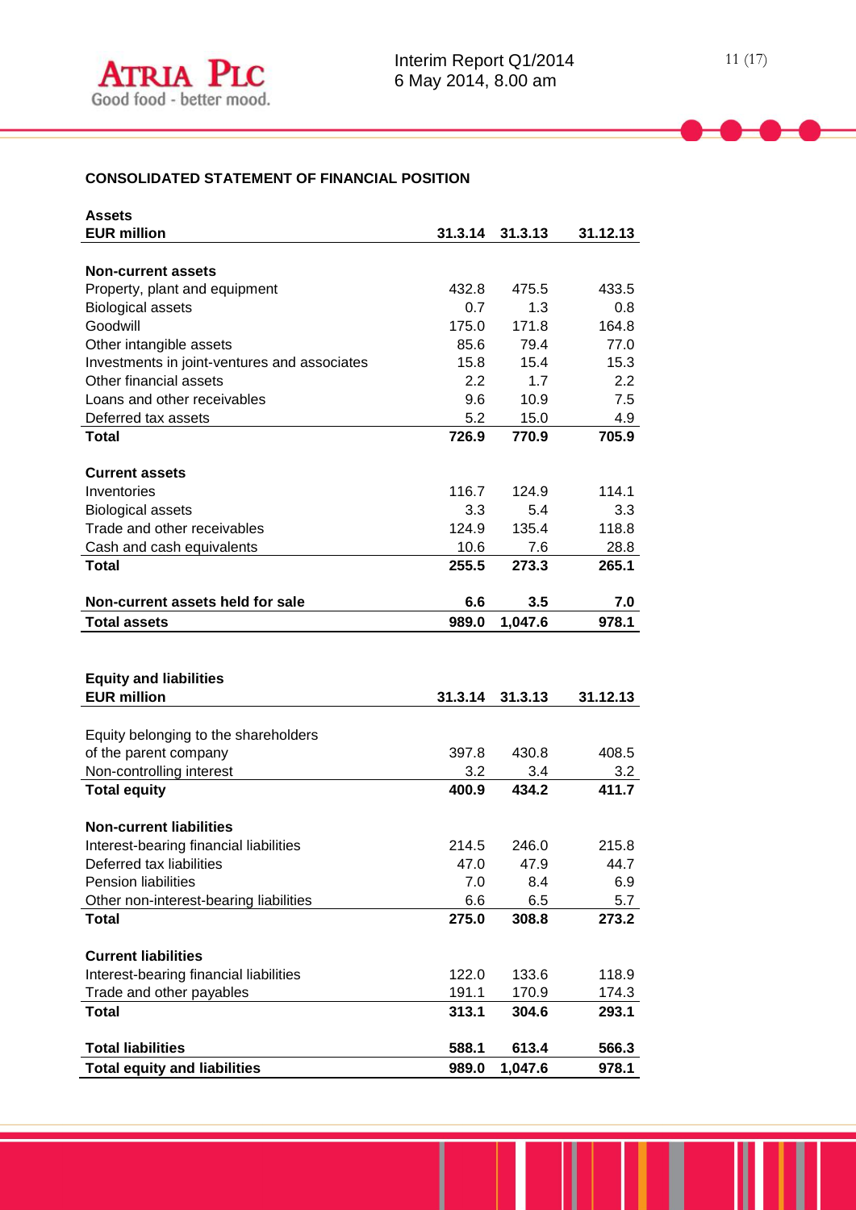## CONSOLIDATED STATEMENT OF FINANCIAL POSITION

| **Assets**<br>**EUR million** | **31.3.14** | **31.3.13** | **31.12.13** |
|---|---|---|---|
| **Non-current assets** | | | |
| Property, plant and equipment | 432.8 | 475.5 | 433.5 |
| Biological assets | 0.7 | 1.3 | 0.8 |
| Goodwill | 175.0 | 171.8 | 164.8 |
| Other intangible assets | 85.6 | 79.4 | 77.0 |
| Investments in joint-ventures and associates | 15.8 | 15.4 | 15.3 |
| Other financial assets | 2.2 | 1.7 | 2.2 |
| Loans and other receivables | 9.6 | 10.9 | 7.5 |
| Deferred tax assets | 5.2 | 15.0 | 4.9 |
| **Total** | **726.9** | **770.9** | **705.9** |
| **Current assets** | | | |
| Inventories | 116.7 | 124.9 | 114.1 |
| Biological assets | 3.3 | 5.4 | 3.3 |
| Trade and other receivables | 124.9 | 135.4 | 118.8 |
| Cash and cash equivalents | 10.6 | 7.6 | 28.8 |
| **Total** | **255.5** | **273.3** | **265.1** |
| **Non-current assets held for sale** | **6.6** | **3.5** | **7.0** |
| **Total assets** | **989.0** | **1,047.6** | **978.1** |

| **Equity and liabilities**<br>**EUR million** | **31.3.14** | **31.3.13** | **31.12.13** |
|---|---|---|---|
| Equity belonging to the shareholders of the parent company | 397.8 | 430.8 | 408.5 |
| Non-controlling interest | 3.2 | 3.4 | 3.2 |
| **Total equity** | **400.9** | **434.2** | **411.7** |
| **Non-current liabilities** | | | |
| Interest-bearing financial liabilities | 214.5 | 246.0 | 215.8 |
| Deferred tax liabilities | 47.0 | 47.9 | 44.7 |
| Pension liabilities | 7.0 | 8.4 | 6.9 |
| Other non-interest-bearing liabilities | 6.6 | 6.5 | 5.7 |
| **Total** | **275.0** | **308.8** | **273.2** |
| **Current liabilities** | | | |
| Interest-bearing financial liabilities | 122.0 | 133.6 | 118.9 |
| Trade and other payables | 191.1 | 170.9 | 174.3 |
| **Total** | **313.1** | **304.6** | **293.1** |
| **Total liabilities** | **588.1** | **613.4** | **566.3** |
| **Total equity and liabilities** | **989.0** | **1,047.6** | **978.1** |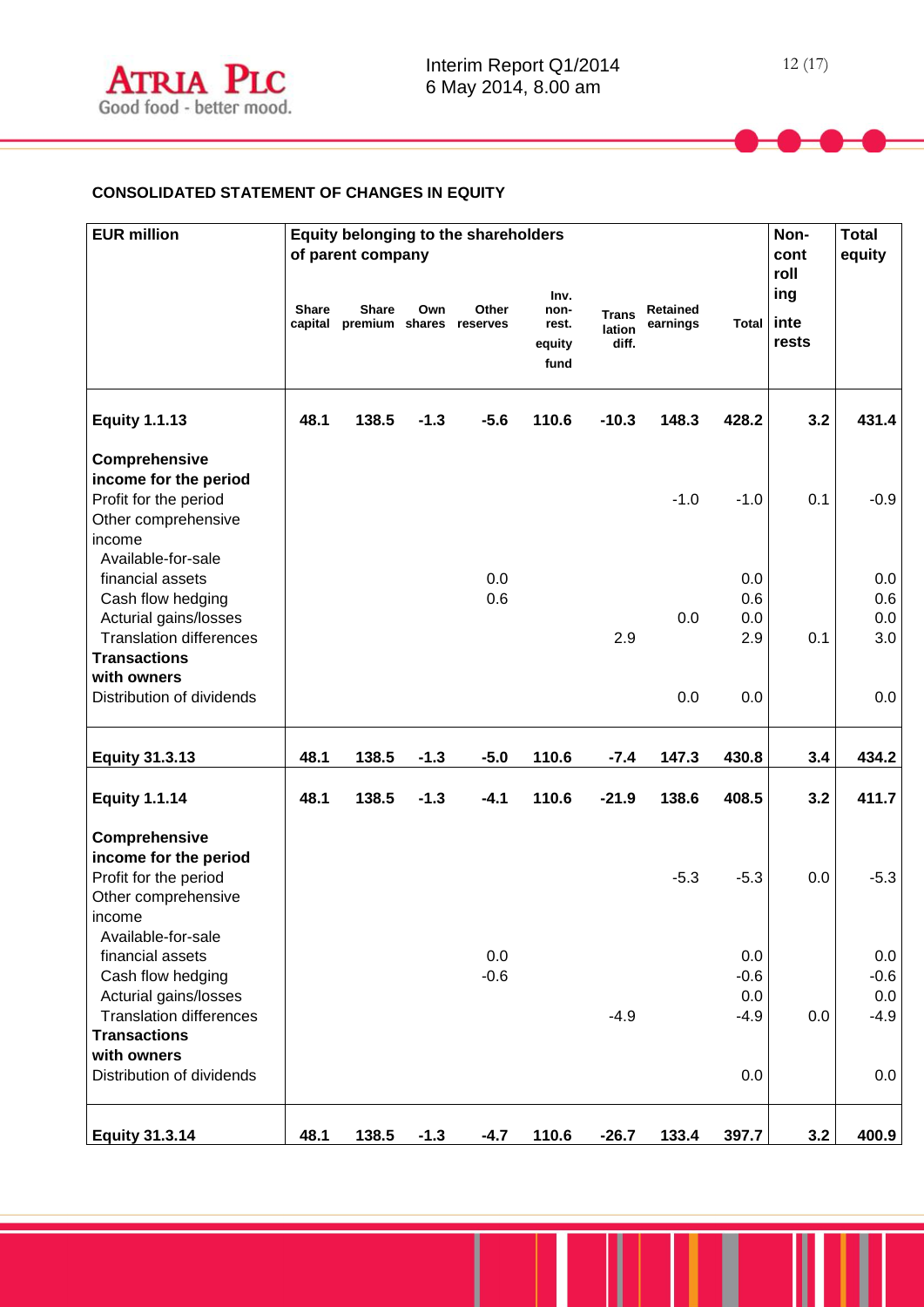## CONSOLIDATED STATEMENT OF CHANGES IN EQUITY

| EUR million | Equity belonging to the shareholders of parent company | | | | | | | | Non-controlling interests | Total equity |
|---|---|---|---|---|---|---|---|---|---|---|
| | Share capital | Share premium | Own shares | Other reserves | Inv. non-rest. equity fund | Translation diff. | Retained earnings | Total | | |
| **Equity 1.1.13** | **48.1** | **138.5** | **-1.3** | **-5.6** | **110.6** | **-10.3** | **148.3** | **428.2** | **3.2** | **431.4** |
| **Comprehensive income for the period** | | | | | | | | | | |
| Profit for the period | | | | | | | -1.0 | -1.0 | 0.1 | -0.9 |
| Other comprehensive income | | | | | | | | | | |
| Available-for-sale financial assets | | | | 0.0 | | | | 0.0 | | 0.0 |
| Cash flow hedging | | | | 0.6 | | | | 0.6 | | 0.6 |
| Acturial gains/losses | | | | | | | 0.0 | 0.0 | | 0.0 |
| Translation differences | | | | | | 2.9 | | 2.9 | 0.1 | 3.0 |
| **Transactions with owners** | | | | | | | | | | |
| Distribution of dividends | | | | | | | 0.0 | 0.0 | | 0.0 |
| **Equity 31.3.13** | **48.1** | **138.5** | **-1.3** | **-5.0** | **110.6** | **-7.4** | **147.3** | **430.8** | **3.4** | **434.2** |
| **Equity 1.1.14** | **48.1** | **138.5** | **-1.3** | **-4.1** | **110.6** | **-21.9** | **138.6** | **408.5** | **3.2** | **411.7** |
| **Comprehensive income for the period** | | | | | | | | | | |
| Profit for the period | | | | | | | -5.3 | -5.3 | 0.0 | -5.3 |
| Other comprehensive income | | | | | | | | | | |
| Available-for-sale financial assets | | | | 0.0 | | | | 0.0 | | 0.0 |
| Cash flow hedging | | | | -0.6 | | | | -0.6 | | -0.6 |
| Acturial gains/losses | | | | | | | | 0.0 | | 0.0 |
| Translation differences | | | | | | -4.9 | | -4.9 | 0.0 | -4.9 |
| **Transactions with owners** | | | | | | | | | | |
| Distribution of dividends | | | | | | | | 0.0 | | 0.0 |
| **Equity 31.3.14** | **48.1** | **138.5** | **-1.3** | **-4.7** | **110.6** | **-26.7** | **133.4** | **397.7** | **3.2** | **400.9** |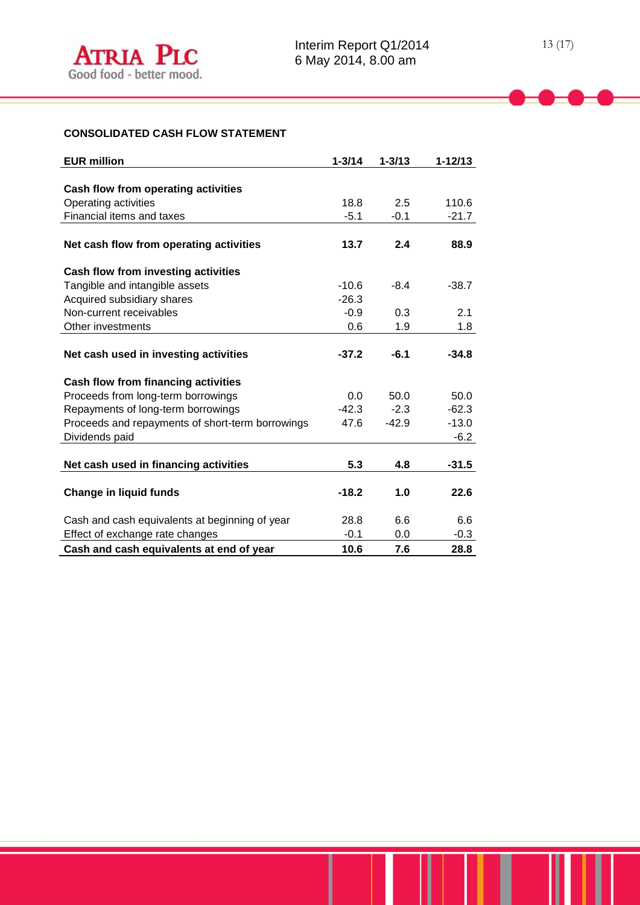## CONSOLIDATED CASH FLOW STATEMENT

| EUR million | 1-3/14 | 1-3/13 | 1-12/13 |
|---|---|---|---|
| **Cash flow from operating activities** | | | |
| Operating activities | 18.8 | 2.5 | 110.6 |
| Financial items and taxes | -5.1 | -0.1 | -21.7 |
| **Net cash flow from operating activities** | **13.7** | **2.4** | **88.9** |
| **Cash flow from investing activities** | | | |
| Tangible and intangible assets | -10.6 | -8.4 | -38.7 |
| Acquired subsidiary shares | -26.3 | | |
| Non-current receivables | -0.9 | 0.3 | 2.1 |
| Other investments | 0.6 | 1.9 | 1.8 |
| **Net cash used in investing activities** | **-37.2** | **-6.1** | **-34.8** |
| **Cash flow from financing activities** | | | |
| Proceeds from long-term borrowings | 0.0 | 50.0 | 50.0 |
| Repayments of long-term borrowings | -42.3 | -2.3 | -62.3 |
| Proceeds and repayments of short-term borrowings | 47.6 | -42.9 | -13.0 |
| Dividends paid | | | -6.2 |
| **Net cash used in financing activities** | **5.3** | **4.8** | **-31.5** |
| **Change in liquid funds** | **-18.2** | **1.0** | **22.6** |
| Cash and cash equivalents at beginning of year | 28.8 | 6.6 | 6.6 |
| Effect of exchange rate changes | -0.1 | 0.0 | -0.3 |
| **Cash and cash equivalents at end of year** | **10.6** | **7.6** | **28.8** |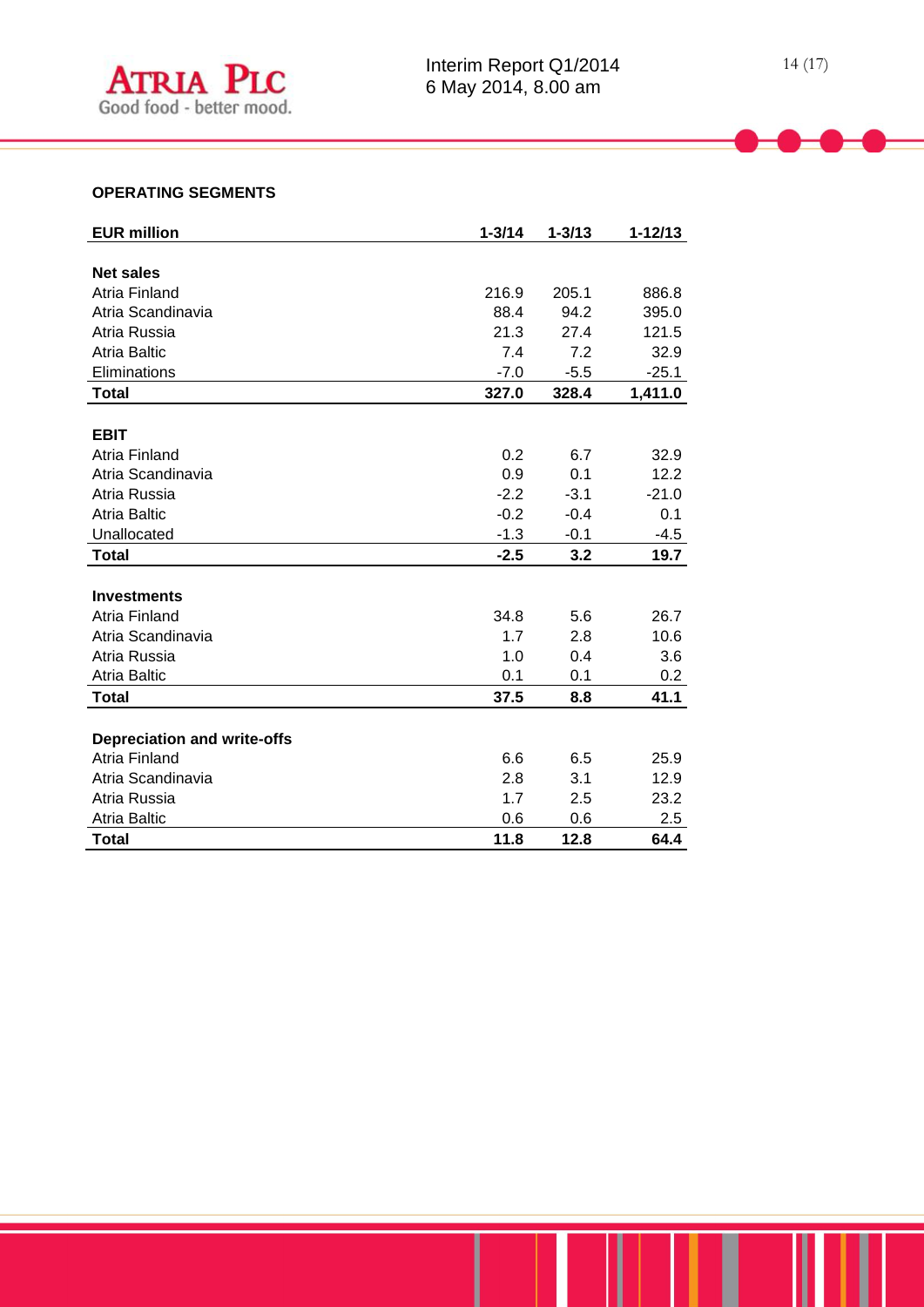**OPERATING SEGMENTS**

| EUR million | 1-3/14 | 1-3/13 | 1-12/13 |
|---|---|---|---|
| **Net sales** | | | |
| Atria Finland | 216.9 | 205.1 | 886.8 |
| Atria Scandinavia | 88.4 | 94.2 | 395.0 |
| Atria Russia | 21.3 | 27.4 | 121.5 |
| Atria Baltic | 7.4 | 7.2 | 32.9 |
| Eliminations | -7.0 | -5.5 | -25.1 |
| **Total** | **327.0** | **328.4** | **1,411.0** |
| **EBIT** | | | |
| Atria Finland | 0.2 | 6.7 | 32.9 |
| Atria Scandinavia | 0.9 | 0.1 | 12.2 |
| Atria Russia | -2.2 | -3.1 | -21.0 |
| Atria Baltic | -0.2 | -0.4 | 0.1 |
| Unallocated | -1.3 | -0.1 | -4.5 |
| **Total** | **-2.5** | **3.2** | **19.7** |
| **Investments** | | | |
| Atria Finland | 34.8 | 5.6 | 26.7 |
| Atria Scandinavia | 1.7 | 2.8 | 10.6 |
| Atria Russia | 1.0 | 0.4 | 3.6 |
| Atria Baltic | 0.1 | 0.1 | 0.2 |
| **Total** | **37.5** | **8.8** | **41.1** |
| **Depreciation and write-offs** | | | |
| Atria Finland | 6.6 | 6.5 | 25.9 |
| Atria Scandinavia | 2.8 | 3.1 | 12.9 |
| Atria Russia | 1.7 | 2.5 | 23.2 |
| Atria Baltic | 0.6 | 0.6 | 2.5 |
| **Total** | **11.8** | **12.8** | **64.4** |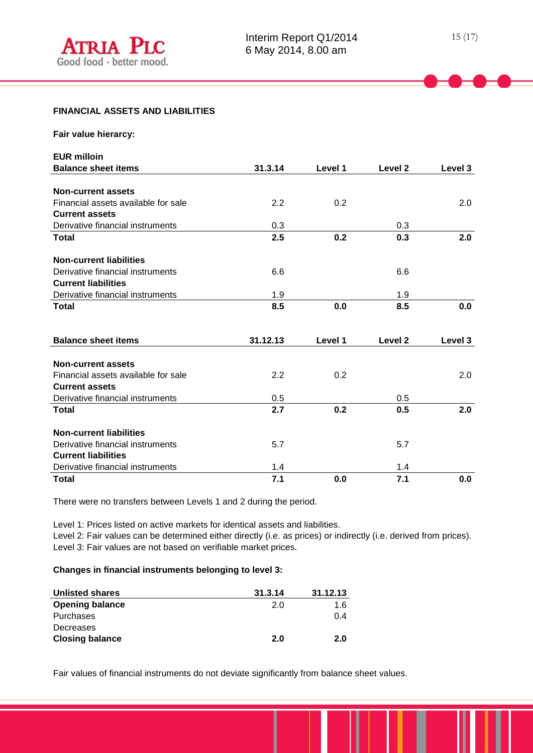### FINANCIAL ASSETS AND LIABILITIES

**Fair value hierarcy:**

| **EUR milloin**<br>**Balance sheet items** | **31.3.14** | **Level 1** | **Level 2** | **Level 3** |
|---|---|---|---|---|
| **Non-current assets** | | | | |
| Financial assets available for sale | 2.2 | 0.2 | | 2.0 |
| **Current assets** | | | | |
| Derivative financial instruments | 0.3 | | 0.3 | |
| **Total** | **2.5** | **0.2** | **0.3** | **2.0** |
| **Non-current liabilities** | | | | |
| Derivative financial instruments | 6.6 | | 6.6 | |
| **Current liabilities** | | | | |
| Derivative financial instruments | 1.9 | | 1.9 | |
| **Total** | **8.5** | **0.0** | **8.5** | **0.0** |

| **Balance sheet items** | **31.12.13** | **Level 1** | **Level 2** | **Level 3** |
|---|---|---|---|---|
| **Non-current assets** | | | | |
| Financial assets available for sale | 2.2 | 0.2 | | 2.0 |
| **Current assets** | | | | |
| Derivative financial instruments | 0.5 | | 0.5 | |
| **Total** | **2.7** | **0.2** | **0.5** | **2.0** |
| **Non-current liabilities** | | | | |
| Derivative financial instruments | 5.7 | | 5.7 | |
| **Current liabilities** | | | | |
| Derivative financial instruments | 1.4 | | 1.4 | |
| **Total** | **7.1** | **0.0** | **7.1** | **0.0** |

There were no transfers between Levels 1 and 2 during the period.

Level 1: Prices listed on active markets for identical assets and liabilities.
Level 2: Fair values can be determined either directly (i.e. as prices) or indirectly (i.e. derived from prices).
Level 3: Fair values are not based on verifiable market prices.

**Changes in financial instruments belonging to level 3:**

| **Unlisted shares** | **31.3.14** | **31.12.13** |
|---|---|---|
| **Opening balance** | 2.0 | 1.6 |
| Purchases | | 0.4 |
| Decreases | | |
| **Closing balance** | **2.0** | **2.0** |

Fair values of financial instruments do not deviate significantly from balance sheet values.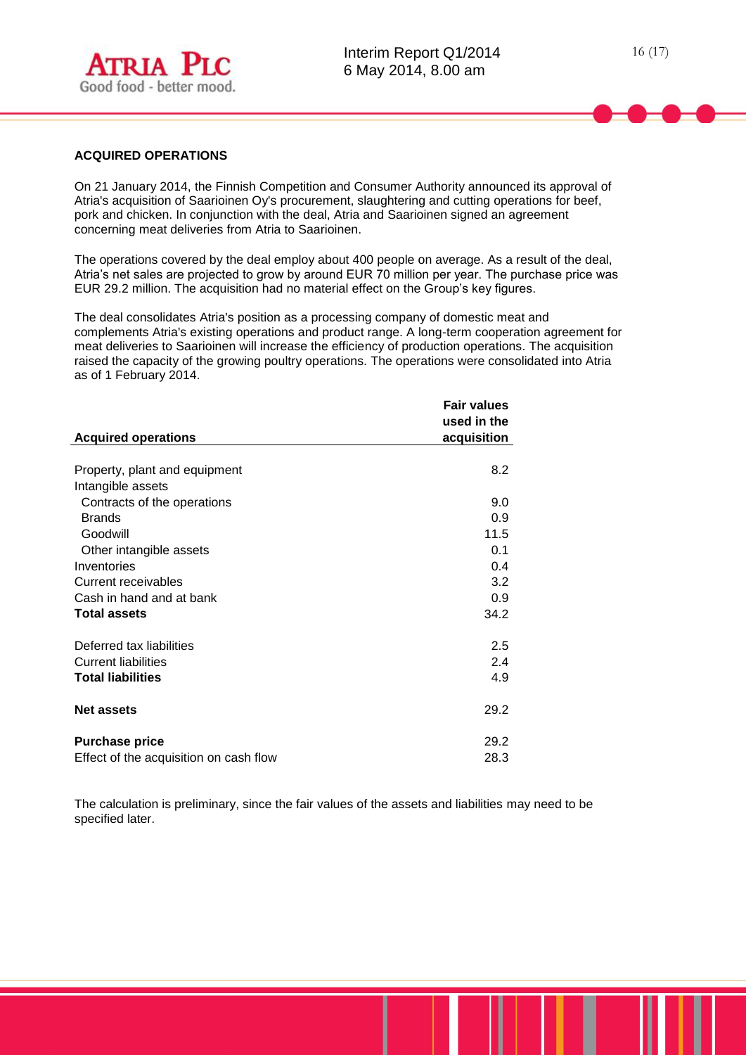## ACQUIRED OPERATIONS

On 21 January 2014, the Finnish Competition and Consumer Authority announced its approval of Atria's acquisition of Saarioinen Oy's procurement, slaughtering and cutting operations for beef, pork and chicken. In conjunction with the deal, Atria and Saarioinen signed an agreement concerning meat deliveries from Atria to Saarioinen.

The operations covered by the deal employ about 400 people on average. As a result of the deal, Atria's net sales are projected to grow by around EUR 70 million per year. The purchase price was EUR 29.2 million. The acquisition had no material effect on the Group's key figures.

The deal consolidates Atria's position as a processing company of domestic meat and complements Atria's existing operations and product range. A long-term cooperation agreement for meat deliveries to Saarioinen will increase the efficiency of production operations. The acquisition raised the capacity of the growing poultry operations. The operations were consolidated into Atria as of 1 February 2014.

| **Acquired operations** | **Fair values used in the acquisition** |
|---|---|
| Property, plant and equipment | 8.2 |
| Intangible assets | |
| Contracts of the operations | 9.0 |
| Brands | 0.9 |
| Goodwill | 11.5 |
| Other intangible assets | 0.1 |
| Inventories | 0.4 |
| Current receivables | 3.2 |
| Cash in hand and at bank | 0.9 |
| **Total assets** | 34.2 |
| | |
| Deferred tax liabilities | 2.5 |
| Current liabilities | 2.4 |
| **Total liabilities** | 4.9 |
| | |
| **Net assets** | 29.2 |
| | |
| **Purchase price** | 29.2 |
| Effect of the acquisition on cash flow | 28.3 |

The calculation is preliminary, since the fair values of the assets and liabilities may need to be specified later.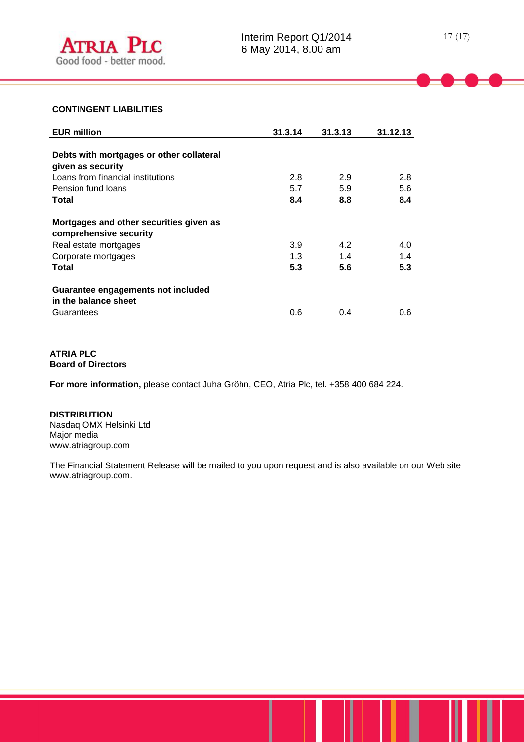**CONTINGENT LIABILITIES**

| EUR million | 31.3.14 | 31.3.13 | 31.12.13 |
|---|---|---|---|
| **Debts with mortgages or other collateral given as security** | | | |
| Loans from financial institutions | 2.8 | 2.9 | 2.8 |
| Pension fund loans | 5.7 | 5.9 | 5.6 |
| **Total** | **8.4** | **8.8** | **8.4** |
| **Mortgages and other securities given as comprehensive security** | | | |
| Real estate mortgages | 3.9 | 4.2 | 4.0 |
| Corporate mortgages | 1.3 | 1.4 | 1.4 |
| **Total** | **5.3** | **5.6** | **5.3** |
| **Guarantee engagements not included in the balance sheet** | | | |
| Guarantees | 0.6 | 0.4 | 0.6 |

**ATRIA PLC**
**Board of Directors**

**For more information,** please contact Juha Gröhn, CEO, Atria Plc, tel. +358 400 684 224.

**DISTRIBUTION**
Nasdaq OMX Helsinki Ltd
Major media
www.atriagroup.com

The Financial Statement Release will be mailed to you upon request and is also available on our Web site www.atriagroup.com.